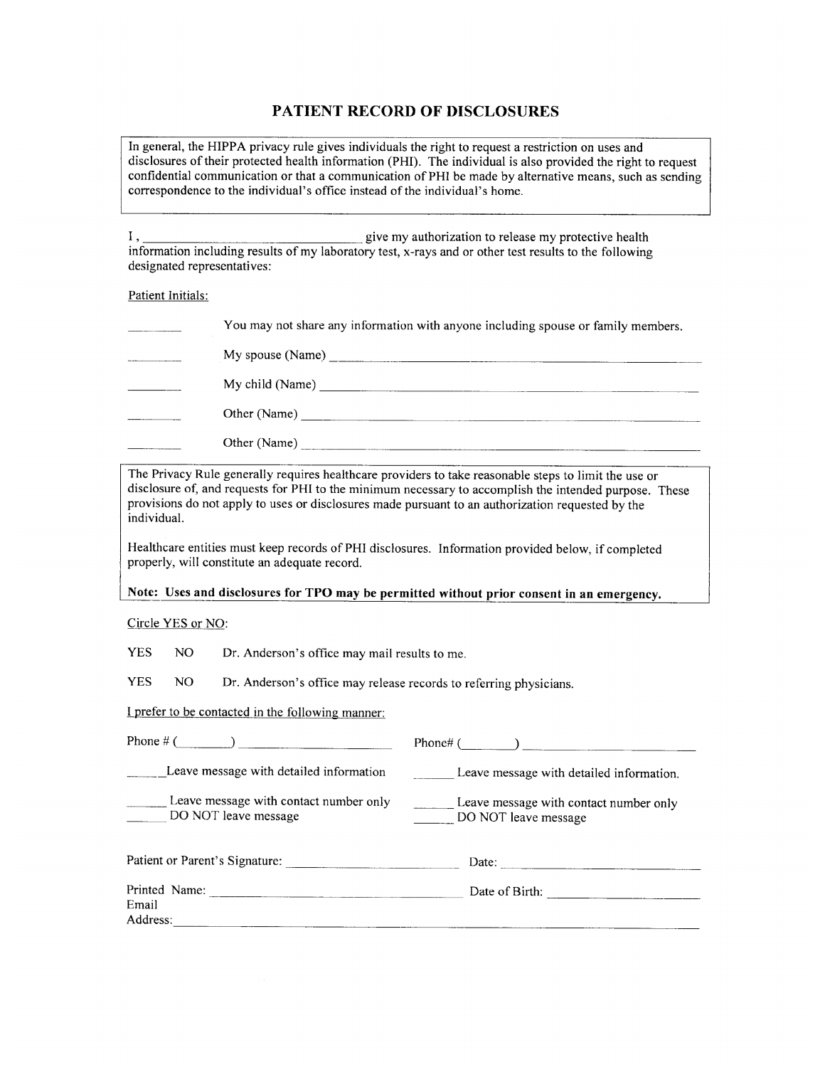# PATIENT RECORD OF DISCLOSURES

In general, the HIPPA privacy rule gives individuals the right to request a restriction on uses and disclosures of their protected health information (PHI). The individual is also provided the right to request confidential communication or that a communication of PHI be made by alternative means, such as sending correspondence to the individual's office instead of the individual's home.

I, ________________________________ give my authorization to release my protective health information including results of my laboratory test, x-rays and or other test results to the following designated representatives:

Patient Initials:

________ You may not share any information with anyone including spouse or family members.

________ My spouse (Name) ____________________________________________

________ My child (Name) ____________________________________________

________ Other (Name) ____________________________________________

________ Other (Name) ____________________________________________

The Privacy Rule generally requires healthcare providers to take reasonable steps to limit the use or disclosure of, and requests for PHI to the minimum necessary to accomplish the intended purpose. These provisions do not apply to uses or disclosures made pursuant to an authorization requested by the individual.

Healthcare entities must keep records of PHI disclosures. Information provided below, if completed properly, will constitute an adequate record.

**Note: Uses and disclosures for TPO may be permitted without prior consent in an emergency.**

Circle YES or NO:

YES NO Dr. Anderson's office may mail results to me.

YES NO Dr. Anderson's office may release records to referring physicians.

I prefer to be contacted in the following manner:

Phone # (________) ______________________

______Leave message with detailed information

______ Leave message with contact number only

______ DO NOT leave message

Phone# (________) ______________________

______ Leave message with detailed information.

______ Leave message with contact number only

______ DO NOT leave message

Patient or Parent's Signature: ________________________ Date: ________________________

Printed Name: ________________________________ Date of Birth: ____________________

Email Address: ____________________________________________________________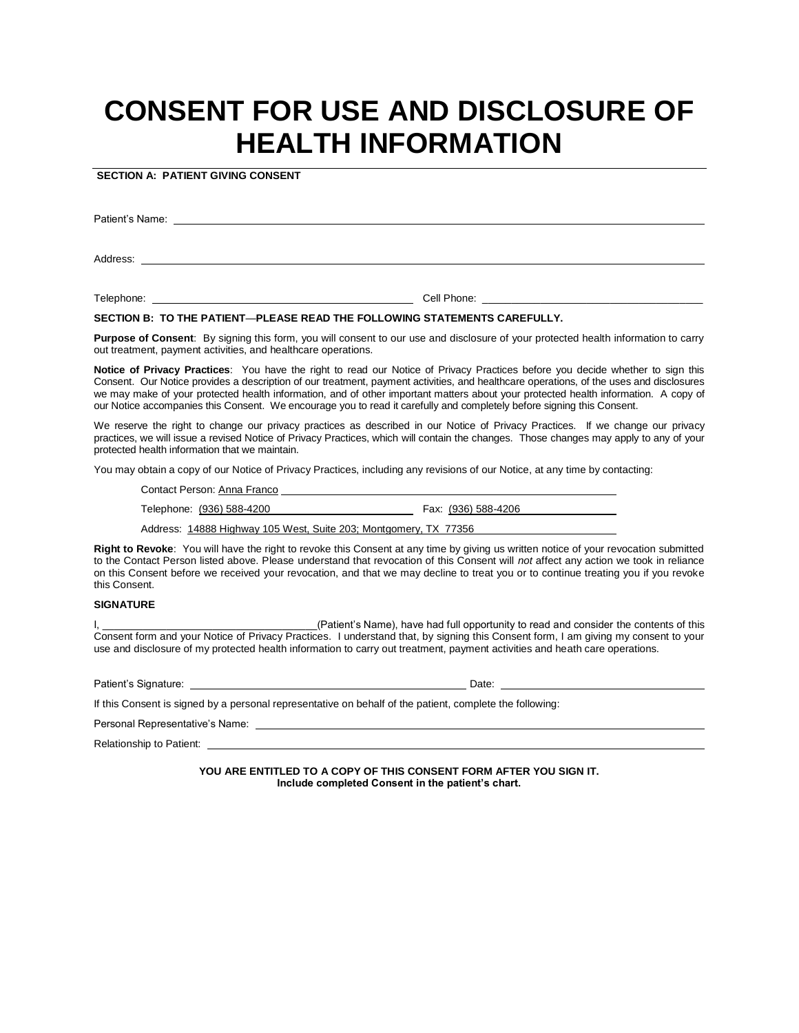# CONSENT FOR USE AND DISCLOSURE OF HEALTH INFORMATION

**SECTION A: PATIENT GIVING CONSENT**

Patient's Name: ______________________________

Address: ______________________________

Telephone: ______________________________ Cell Phone: ______________________________

**SECTION B: TO THE PATIENT—PLEASE READ THE FOLLOWING STATEMENTS CAREFULLY.**

**Purpose of Consent**: By signing this form, you will consent to our use and disclosure of your protected health information to carry out treatment, payment activities, and healthcare operations.

**Notice of Privacy Practices**: You have the right to read our Notice of Privacy Practices before you decide whether to sign this Consent. Our Notice provides a description of our treatment, payment activities, and healthcare operations, of the uses and disclosures we may make of your protected health information, and of other important matters about your protected health information. A copy of our Notice accompanies this Consent. We encourage you to read it carefully and completely before signing this Consent.

We reserve the right to change our privacy practices as described in our Notice of Privacy Practices. If we change our privacy practices, we will issue a revised Notice of Privacy Practices, which will contain the changes. Those changes may apply to any of your protected health information that we maintain.

You may obtain a copy of our Notice of Privacy Practices, including any revisions of our Notice, at any time by contacting:

Contact Person: Anna Franco

Telephone: (936) 588-4200 Fax: (936) 588-4206

Address: 14888 Highway 105 West, Suite 203; Montgomery, TX 77356

**Right to Revoke**: You will have the right to revoke this Consent at any time by giving us written notice of your revocation submitted to the Contact Person listed above. Please understand that revocation of this Consent will *not* affect any action we took in reliance on this Consent before we received your revocation, and that we may decline to treat you or to continue treating you if you revoke this Consent.

**SIGNATURE**

I, ______________________________ (Patient's Name), have had full opportunity to read and consider the contents of this Consent form and your Notice of Privacy Practices. I understand that, by signing this Consent form, I am giving my consent to your use and disclosure of my protected health information to carry out treatment, payment activities and heath care operations.

Patient's Signature: ______________________________ Date: ______________________________

If this Consent is signed by a personal representative on behalf of the patient, complete the following:

Personal Representative's Name: ______________________________

Relationship to Patient: ______________________________

**YOU ARE ENTITLED TO A COPY OF THIS CONSENT FORM AFTER YOU SIGN IT.**
**Include completed Consent in the patient's chart.**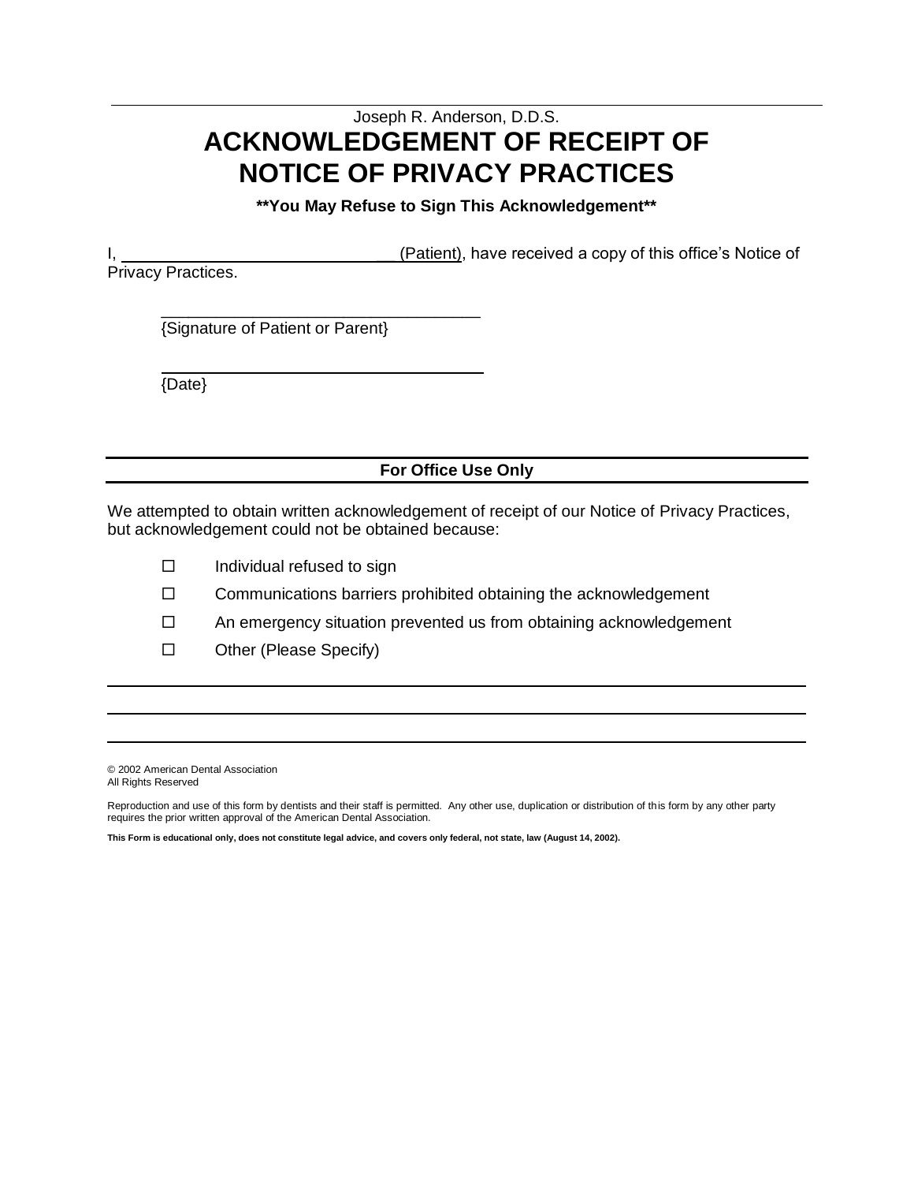Joseph R. Anderson, D.D.S.

# ACKNOWLEDGEMENT OF RECEIPT OF NOTICE OF PRIVACY PRACTICES

**\*\*You May Refuse to Sign This Acknowledgement\*\***

I, ______________________________(Patient), have received a copy of this office's Notice of Privacy Practices.

______________________________
{Signature of Patient or Parent}

______________________________
{Date}

---

**For Office Use Only**

---

We attempted to obtain written acknowledgement of receipt of our Notice of Privacy Practices, but acknowledgement could not be obtained because:

- ☐ Individual refused to sign
- ☐ Communications barriers prohibited obtaining the acknowledgement
- ☐ An emergency situation prevented us from obtaining acknowledgement
- ☐ Other (Please Specify)

______________________________________________________________________

______________________________________________________________________

______________________________________________________________________

© 2002 American Dental Association
All Rights Reserved

Reproduction and use of this form by dentists and their staff is permitted. Any other use, duplication or distribution of this form by any other party requires the prior written approval of the American Dental Association.

**This Form is educational only, does not constitute legal advice, and covers only federal, not state, law (August 14, 2002).**